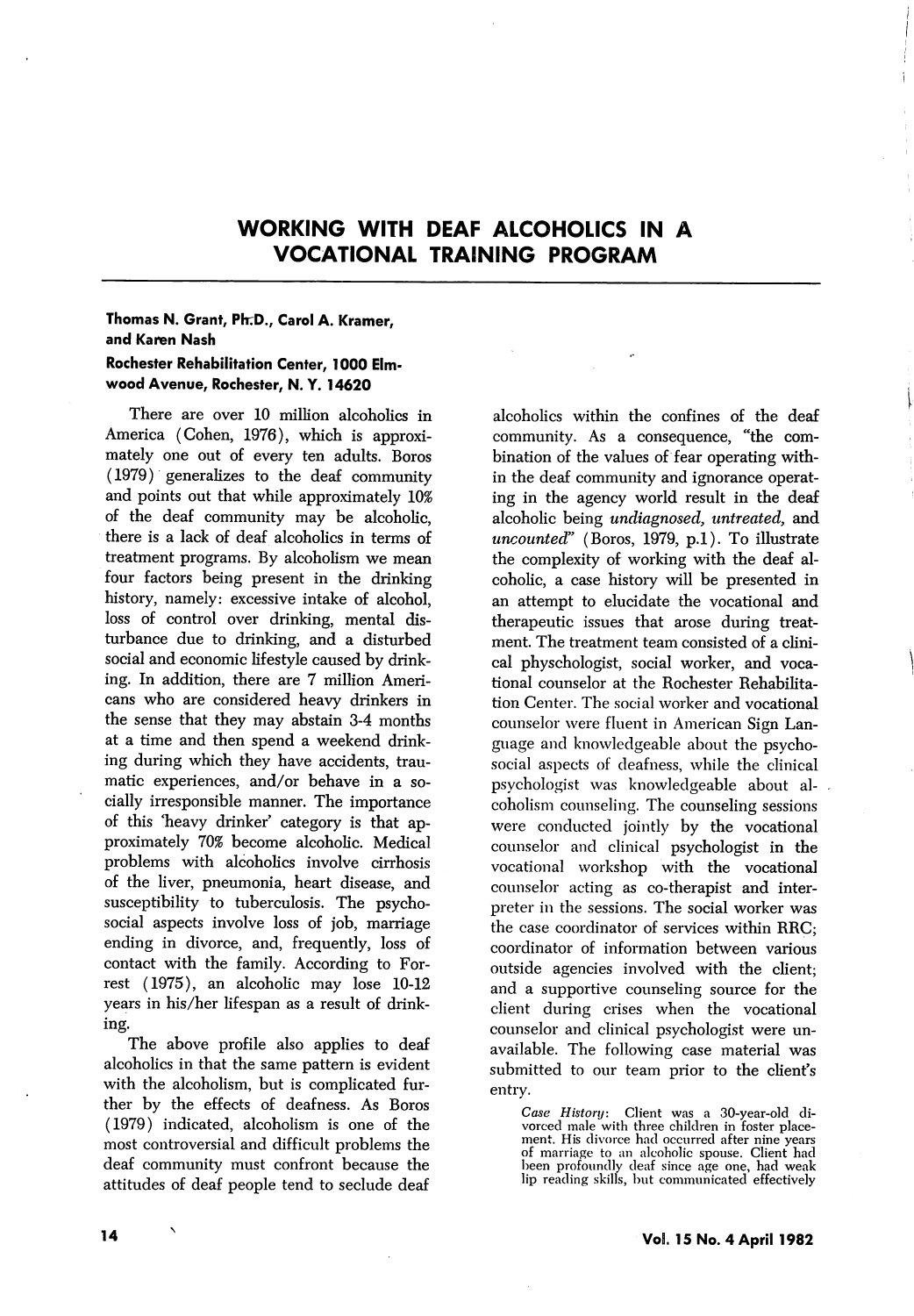# WORKING WITH DEAF ALCOHOLICS IN A VOCATIONAL TRAINING PROGRAM

**Thomas N. Grant, Ph.D., Carol A. Kramer, and Karen Nash**

**Rochester Rehabilitation Center, 1000 Elmwood Avenue, Rochester, N. Y. 14620**

There are over 10 million alcoholics in America (Cohen, 1976), which is approximately one out of every ten adults. Boros (1979) generalizes to the deaf community and points out that while approximately 10% of the deaf community may be alcoholic, there is a lack of deaf alcoholics in terms of treatment programs. By alcoholism we mean four factors being present in the drinking history, namely: excessive intake of alcohol, loss of control over drinking, mental disturbance due to drinking, and a disturbed social and economic lifestyle caused by drinking. In addition, there are 7 million Americans who are considered heavy drinkers in the sense that they may abstain 3-4 months at a time and then spend a weekend drinking during which they have accidents, traumatic experiences, and/or behave in a socially irresponsible manner. The importance of this 'heavy drinker' category is that approximately 70% become alcoholic. Medical problems with alcoholics involve cirrhosis of the liver, pneumonia, heart disease, and susceptibility to tuberculosis. The psychosocial aspects involve loss of job, marriage ending in divorce, and, frequently, loss of contact with the family. According to Forrest (1975), an alcoholic may lose 10-12 years in his/her lifespan as a result of drinking.

The above profile also applies to deaf alcoholics in that the same pattern is evident with the alcoholism, but is complicated further by the effects of deafness. As Boros (1979) indicated, alcoholism is one of the most controversial and difficult problems the deaf community must confront because the attitudes of deaf people tend to seclude deaf alcoholics within the confines of the deaf community. As a consequence, "the combination of the values of fear operating within the deaf community and ignorance operating in the agency world result in the deaf alcoholic being *undiagnosed, untreated,* and *uncounted*" (Boros, 1979, p.1). To illustrate the complexity of working with the deaf alcoholic, a case history will be presented in an attempt to elucidate the vocational and therapeutic issues that arose during treatment. The treatment team consisted of a clinical physchologist, social worker, and vocational counselor at the Rochester Rehabilitation Center. The social worker and vocational counselor were fluent in American Sign Language and knowledgeable about the psychosocial aspects of deafness, while the clinical psychologist was knowledgeable about alcoholism counseling. The counseling sessions were conducted jointly by the vocational counselor and clinical psychologist in the vocational workshop with the vocational counselor acting as co-therapist and interpreter in the sessions. The social worker was the case coordinator of services within RRC; coordinator of information between various outside agencies involved with the client; and a supportive counseling source for the client during crises when the vocational counselor and clinical psychologist were unavailable. The following case material was submitted to our team prior to the client's entry.

*Case History:* Client was a 30-year-old divorced male with three children in foster placement. His divorce had occurred after nine years of marriage to an alcoholic spouse. Client had been profoundly deaf since age one, had weak lip reading skills, but communicated effectively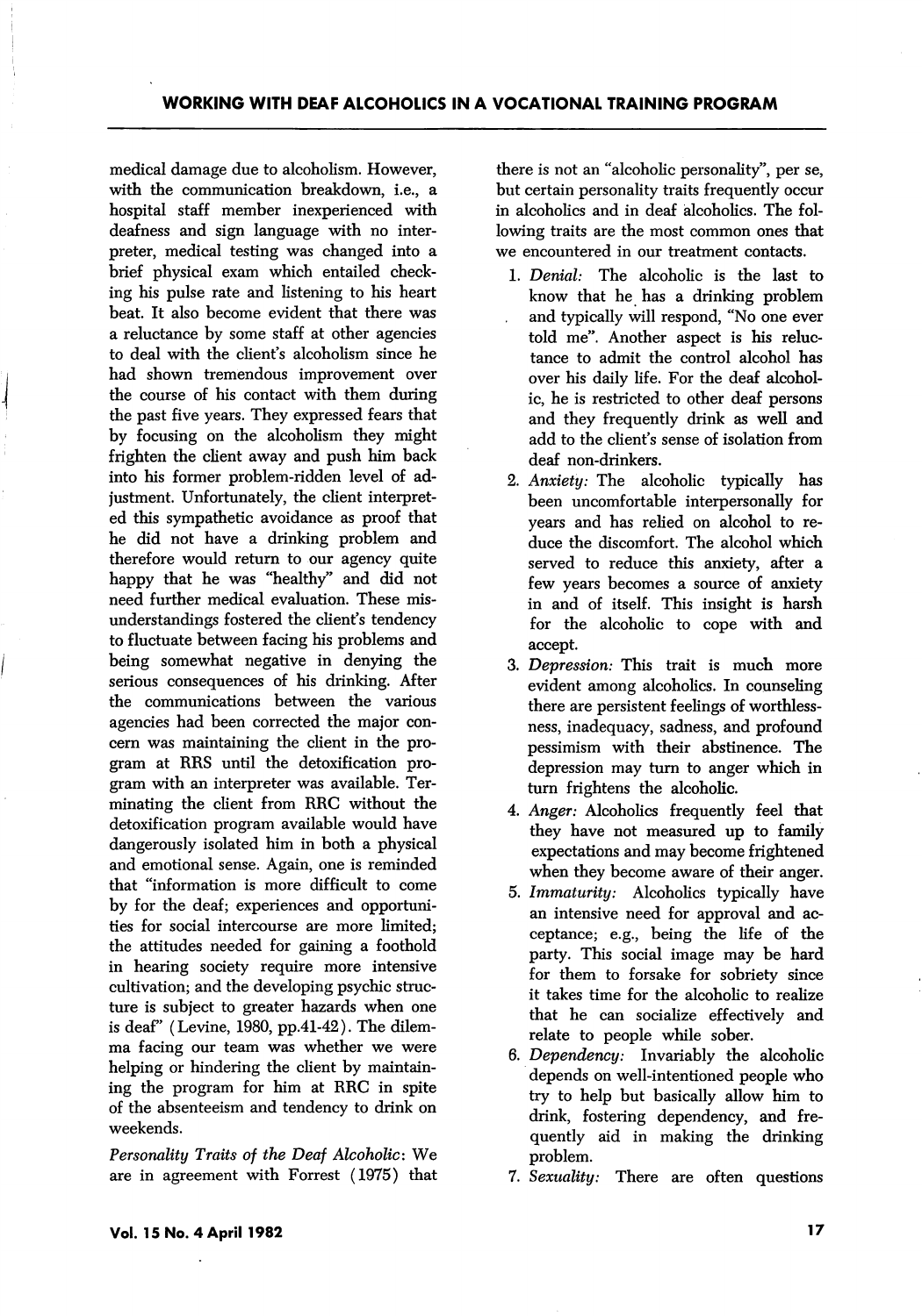medical damage due to alcoholism. However, with the communication breakdown, i.e., a hospital staff member inexperienced with deafness and sign language with no interpreter, medical testing was changed into a brief physical exam which entailed checking his pulse rate and listening to his heart beat. It also become evident that there was a reluctance by some staff at other agencies to deal with the client's alcoholism since he had shown tremendous improvement over the course of his contact with them during the past five years. They expressed fears that by focusing on the alcoholism they might frighten the client away and push him back into his former problem-ridden level of adjustment. Unfortunately, the client interpreted this sympathetic avoidance as proof that he did not have a drinking problem and therefore would return to our agency quite happy that he was "healthy" and did not need further medical evaluation. These misunderstandings fostered the client's tendency to fluctuate between facing his problems and being somewhat negative in denying the serious consequences of his drinking. After the communications between the various agencies had been corrected the major concern was maintaining the client in the program at RRS until the detoxification program with an interpreter was available. Terminating the client from RRC without the detoxification program available would have dangerously isolated him in both a physical and emotional sense. Again, one is reminded that "information is more difficult to come by for the deaf; experiences and opportunities for social intercourse are more limited; the attitudes needed for gaining a foothold in hearing society require more intensive cultivation; and the developing psychic structure is subject to greater hazards when one is deaf" (Levine, 1980, pp.41-42). The dilemma facing our team was whether we were helping or hindering the client by maintaining the program for him at RRC in spite of the absenteeism and tendency to drink on weekends.

*Personality Traits of the Deaf Alcoholic*: We are in agreement with Forrest (1975) that there is not an "alcoholic personality", per se, but certain personality traits frequently occur in alcoholics and in deaf alcoholics. The following traits are the most common ones that we encountered in our treatment contacts.

1. *Denial:* The alcoholic is the last to know that he has a drinking problem and typically will respond, "No one ever told me". Another aspect is his reluctance to admit the control alcohol has over his daily life. For the deaf alcoholic, he is restricted to other deaf persons and they frequently drink as well and add to the client's sense of isolation from deaf non-drinkers.
2. *Anxiety:* The alcoholic typically has been uncomfortable interpersonally for years and has relied on alcohol to reduce the discomfort. The alcohol which served to reduce this anxiety, after a few years becomes a source of anxiety in and of itself. This insight is harsh for the alcoholic to cope with and accept.
3. *Depression:* This trait is much more evident among alcoholics. In counseling there are persistent feelings of worthlessness, inadequacy, sadness, and profound pessimism with their abstinence. The depression may turn to anger which in turn frightens the alcoholic.
4. *Anger:* Alcoholics frequently feel that they have not measured up to family expectations and may become frightened when they become aware of their anger.
5. *Immaturity:* Alcoholics typically have an intensive need for approval and acceptance; e.g., being the life of the party. This social image may be hard for them to forsake for sobriety since it takes time for the alcoholic to realize that he can socialize effectively and relate to people while sober.
6. *Dependency:* Invariably the alcoholic depends on well-intentioned people who try to help but basically allow him to drink, fostering dependency, and frequently aid in making the drinking problem.
7. *Sexuality:* There are often questions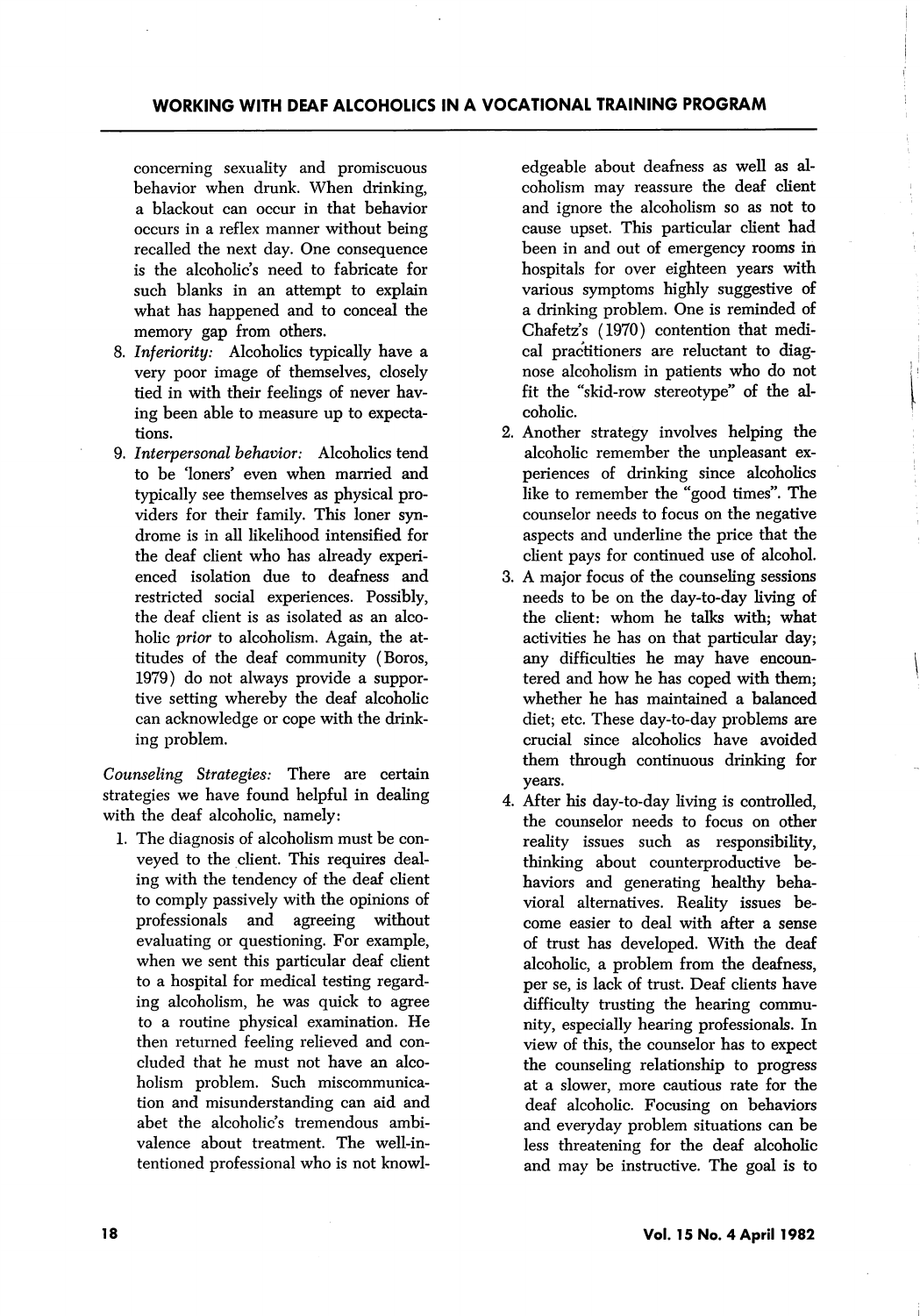concerning sexuality and promiscuous behavior when drunk. When drinking, a blackout can occur in that behavior occurs in a reflex manner without being recalled the next day. One consequence is the alcoholic's need to fabricate for such blanks in an attempt to explain what has happened and to conceal the memory gap from others.

8. *Inferiority:* Alcoholics typically have a very poor image of themselves, closely tied in with their feelings of never having been able to measure up to expectations.
9. *Interpersonal behavior:* Alcoholics tend to be 'loners' even when married and typically see themselves as physical providers for their family. This loner syndrome is in all likelihood intensified for the deaf client who has already experienced isolation due to deafness and restricted social experiences. Possibly, the deaf client is as isolated as an alcoholic *prior* to alcoholism. Again, the attitudes of the deaf community (Boros, 1979) do not always provide a supportive setting whereby the deaf alcoholic can acknowledge or cope with the drinking problem.

*Counseling Strategies:* There are certain strategies we have found helpful in dealing with the deaf alcoholic, namely:

1. The diagnosis of alcoholism must be conveyed to the client. This requires dealing with the tendency of the deaf client to comply passively with the opinions of professionals and agreeing without evaluating or questioning. For example, when we sent this particular deaf client to a hospital for medical testing regarding alcoholism, he was quick to agree to a routine physical examination. He then returned feeling relieved and concluded that he must not have an alcoholism problem. Such miscommunication and misunderstanding can aid and abet the alcoholic's tremendous ambivalence about treatment. The well-intentioned professional who is not knowledgeable about deafness as well as alcoholism may reassure the deaf client and ignore the alcoholism so as not to cause upset. This particular client had been in and out of emergency rooms in hospitals for over eighteen years with various symptoms highly suggestive of a drinking problem. One is reminded of Chafetz's (1970) contention that medical practitioners are reluctant to diagnose alcoholism in patients who do not fit the "skid-row stereotype" of the alcoholic.
2. Another strategy involves helping the alcoholic remember the unpleasant experiences of drinking since alcoholics like to remember the "good times". The counselor needs to focus on the negative aspects and underline the price that the client pays for continued use of alcohol.
3. A major focus of the counseling sessions needs to be on the day-to-day living of the client: whom he talks with; what activities he has on that particular day; any difficulties he may have encountered and how he has coped with them; whether he has maintained a balanced diet; etc. These day-to-day problems are crucial since alcoholics have avoided them through continuous drinking for years.
4. After his day-to-day living is controlled, the counselor needs to focus on other reality issues such as responsibility, thinking about counterproductive behaviors and generating healthy behavioral alternatives. Reality issues become easier to deal with after a sense of trust has developed. With the deaf alcoholic, a problem from the deafness, per se, is lack of trust. Deaf clients have difficulty trusting the hearing community, especially hearing professionals. In view of this, the counselor has to expect the counseling relationship to progress at a slower, more cautious rate for the deaf alcoholic. Focusing on behaviors and everyday problem situations can be less threatening for the deaf alcoholic and may be instructive. The goal is to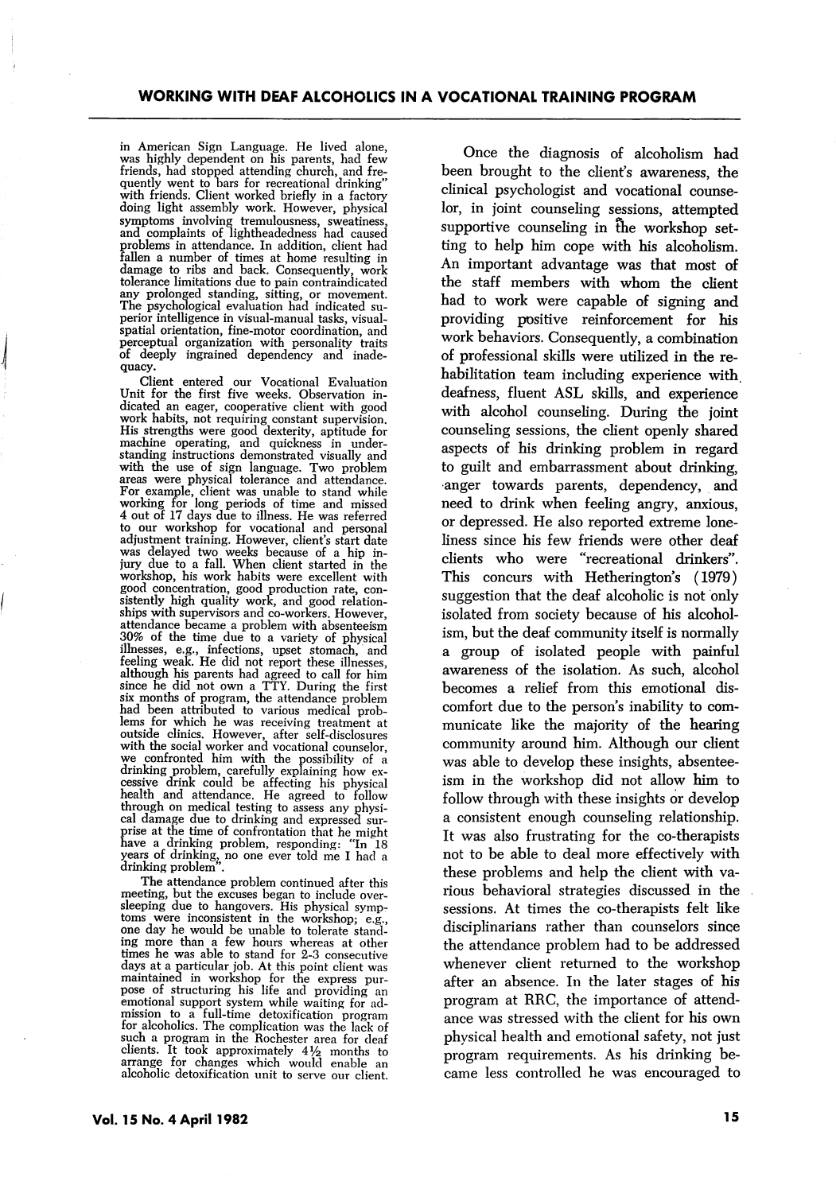in American Sign Language. He lived alone, was highly dependent on his parents, had few friends, had stopped attending church, and frequently went to bars for recreational drinking" with friends. Client worked briefly in a factory doing light assembly work. However, physical symptoms involving tremulousness, sweatiness, and complaints of lightheadedness had caused problems in attendance. In addition, client had fallen a number of times at home resulting in damage to ribs and back. Consequently, work tolerance limitations due to pain contraindicated any prolonged standing, sitting, or movement. The psychological evaluation had indicated superior intelligence in visual-manual tasks, visual-spatial orientation, fine-motor coordination, and perceptual organization with personality traits of deeply ingrained dependency and inadequacy.

Client entered our Vocational Evaluation Unit for the first five weeks. Observation indicated an eager, cooperative client with good work habits, not requiring constant supervision. His strengths were good dexterity, aptitude for machine operating, and quickness in understanding instructions demonstrated visually and with the use of sign language. Two problem areas were physical tolerance and attendance. For example, client was unable to stand while working for long periods of time and missed 4 out of 17 days due to illness. He was referred to our workshop for vocational and personal adjustment training. However, client's start date was delayed two weeks because of a hip injury due to a fall. When client started in the workshop, his work habits were excellent with good concentration, good production rate, consistently high quality work, and good relationships with supervisors and co-workers. However, attendance became a problem with absenteeism 30% of the time due to a variety of physical illnesses, e.g., infections, upset stomach, and feeling weak. He did not report these illnesses, although his parents had agreed to call for him since he did not own a TTY. During the first six months of program, the attendance problem had been attributed to various medical problems for which he was receiving treatment at outside clinics. However, after self-disclosures with the social worker and vocational counselor, we confronted him with the possibility of a drinking problem, carefully explaining how excessive drink could be affecting his physical health and attendance. He agreed to follow through on medical testing to assess any physical damage due to drinking and expressed surprise at the time of confrontation that he might have a drinking problem, responding: "In 18 years of drinking, no one ever told me I had a drinking problem".

The attendance problem continued after this meeting, but the excuses began to include oversleeping due to hangovers. His physical symptoms were inconsistent in the workshop; e.g., one day he would be unable to tolerate standing more than a few hours whereas at other times he was able to stand for 2-3 consecutive days at a particular job. At this point client was maintained in workshop for the express purpose of structuring his life and providing an emotional support system while waiting for admission to a full-time detoxification program for alcoholics. The complication was the lack of such a program in the Rochester area for deaf clients. It took approximately 4½ months to arrange for changes which would enable an alcoholic detoxification unit to serve our client.

Once the diagnosis of alcoholism had been brought to the client's awareness, the clinical psychologist and vocational counselor, in joint counseling sessions, attempted supportive counseling in the workshop setting to help him cope with his alcoholism. An important advantage was that most of the staff members with whom the client had to work were capable of signing and providing positive reinforcement for his work behaviors. Consequently, a combination of professional skills were utilized in the rehabilitation team including experience with deafness, fluent ASL skills, and experience with alcohol counseling. During the joint counseling sessions, the client openly shared aspects of his drinking problem in regard to guilt and embarrassment about drinking, anger towards parents, dependency, and need to drink when feeling angry, anxious, or depressed. He also reported extreme loneliness since his few friends were other deaf clients who were "recreational drinkers". This concurs with Hetherington's (1979) suggestion that the deaf alcoholic is not only isolated from society because of his alcoholism, but the deaf community itself is normally a group of isolated people with painful awareness of the isolation. As such, alcohol becomes a relief from this emotional discomfort due to the person's inability to communicate like the majority of the hearing community around him. Although our client was able to develop these insights, absenteeism in the workshop did not allow him to follow through with these insights or develop a consistent enough counseling relationship. It was also frustrating for the co-therapists not to be able to deal more effectively with these problems and help the client with various behavioral strategies discussed in the sessions. At times the co-therapists felt like disciplinarians rather than counselors since the attendance problem had to be addressed whenever client returned to the workshop after an absence. In the later stages of his program at RRC, the importance of attendance was stressed with the client for his own physical health and emotional safety, not just program requirements. As his drinking became less controlled he was encouraged to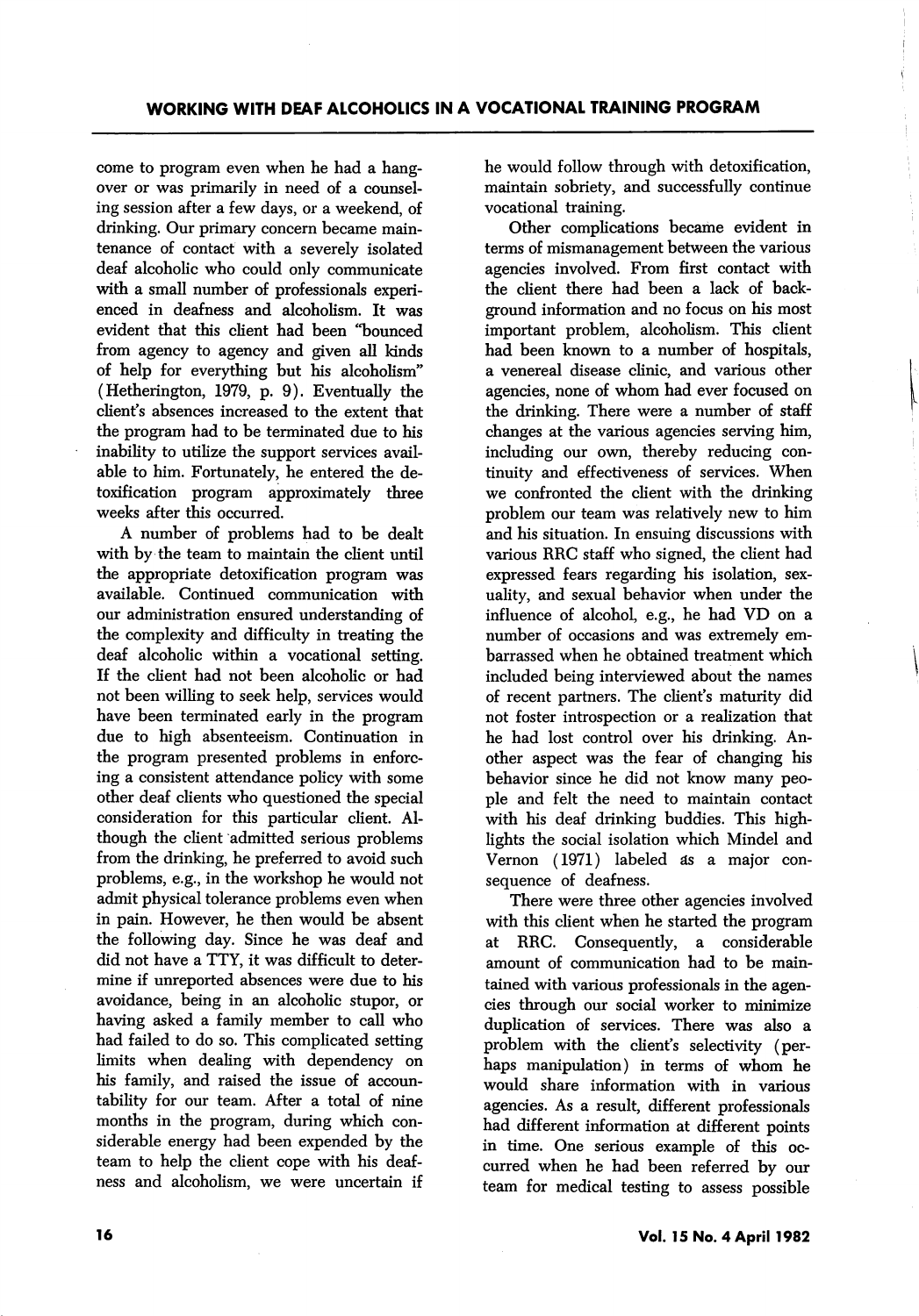come to program even when he had a hangover or was primarily in need of a counseling session after a few days, or a weekend, of drinking. Our primary concern became maintenance of contact with a severely isolated deaf alcoholic who could only communicate with a small number of professionals experienced in deafness and alcoholism. It was evident that this client had been "bounced from agency to agency and given all kinds of help for everything but his alcoholism" (Hetherington, 1979, p. 9). Eventually the client's absences increased to the extent that the program had to be terminated due to his inability to utilize the support services available to him. Fortunately, he entered the detoxification program approximately three weeks after this occurred.

A number of problems had to be dealt with by the team to maintain the client until the appropriate detoxification program was available. Continued communication with our administration ensured understanding of the complexity and difficulty in treating the deaf alcoholic within a vocational setting. If the client had not been alcoholic or had not been willing to seek help, services would have been terminated early in the program due to high absenteeism. Continuation in the program presented problems in enforcing a consistent attendance policy with some other deaf clients who questioned the special consideration for this particular client. Although the client admitted serious problems from the drinking, he preferred to avoid such problems, e.g., in the workshop he would not admit physical tolerance problems even when in pain. However, he then would be absent the following day. Since he was deaf and did not have a TTY, it was difficult to determine if unreported absences were due to his avoidance, being in an alcoholic stupor, or having asked a family member to call who had failed to do so. This complicated setting limits when dealing with dependency on his family, and raised the issue of accountability for our team. After a total of nine months in the program, during which considerable energy had been expended by the team to help the client cope with his deafness and alcoholism, we were uncertain if he would follow through with detoxification, maintain sobriety, and successfully continue vocational training.

Other complications became evident in terms of mismanagement between the various agencies involved. From first contact with the client there had been a lack of background information and no focus on his most important problem, alcoholism. This client had been known to a number of hospitals, a venereal disease clinic, and various other agencies, none of whom had ever focused on the drinking. There were a number of staff changes at the various agencies serving him, including our own, thereby reducing continuity and effectiveness of services. When we confronted the client with the drinking problem our team was relatively new to him and his situation. In ensuing discussions with various RRC staff who signed, the client had expressed fears regarding his isolation, sexuality, and sexual behavior when under the influence of alcohol, e.g., he had VD on a number of occasions and was extremely embarrassed when he obtained treatment which included being interviewed about the names of recent partners. The client's maturity did not foster introspection or a realization that he had lost control over his drinking. Another aspect was the fear of changing his behavior since he did not know many people and felt the need to maintain contact with his deaf drinking buddies. This highlights the social isolation which Mindel and Vernon (1971) labeled as a major consequence of deafness.

There were three other agencies involved with this client when he started the program at RRC. Consequently, a considerable amount of communication had to be maintained with various professionals in the agencies through our social worker to minimize duplication of services. There was also a problem with the client's selectivity (perhaps manipulation) in terms of whom he would share information with in various agencies. As a result, different professionals had different information at different points in time. One serious example of this occurred when he had been referred by our team for medical testing to assess possible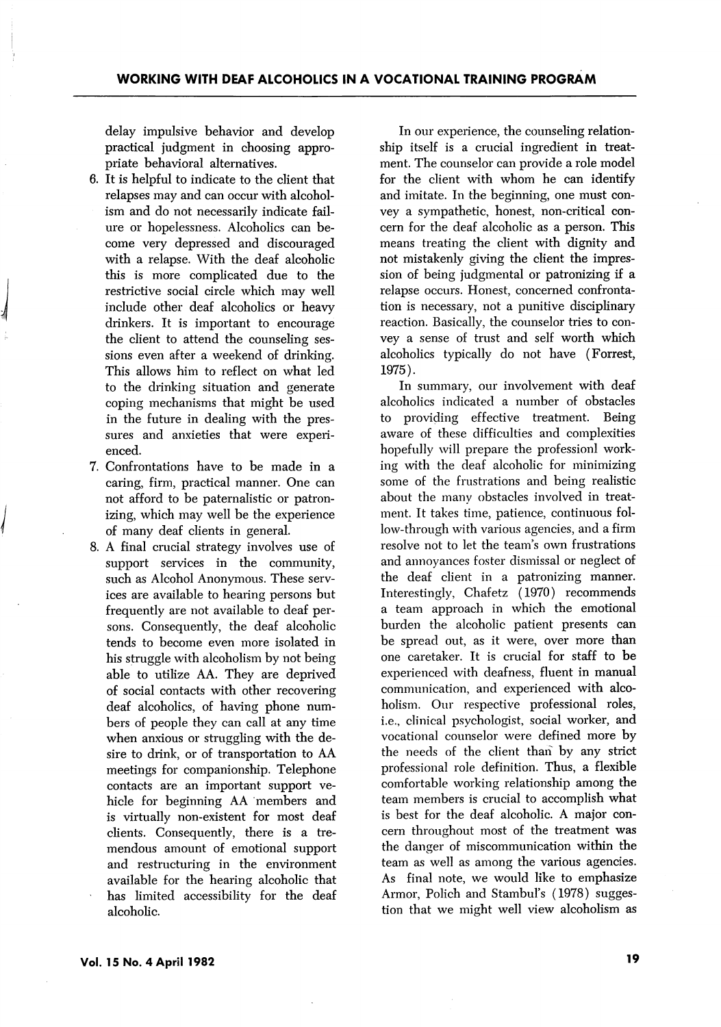delay impulsive behavior and develop practical judgment in choosing appropriate behavioral alternatives.

6. It is helpful to indicate to the client that relapses may and can occur with alcoholism and do not necessarily indicate failure or hopelessness. Alcoholics can become very depressed and discouraged with a relapse. With the deaf alcoholic this is more complicated due to the restrictive social circle which may well include other deaf alcoholics or heavy drinkers. It is important to encourage the client to attend the counseling sessions even after a weekend of drinking. This allows him to reflect on what led to the drinking situation and generate coping mechanisms that might be used in the future in dealing with the pressures and anxieties that were experienced.
7. Confrontations have to be made in a caring, firm, practical manner. One can not afford to be paternalistic or patronizing, which may well be the experience of many deaf clients in general.
8. A final crucial strategy involves use of support services in the community, such as Alcohol Anonymous. These services are available to hearing persons but frequently are not available to deaf persons. Consequently, the deaf alcoholic tends to become even more isolated in his struggle with alcoholism by not being able to utilize AA. They are deprived of social contacts with other recovering deaf alcoholics, of having phone numbers of people they can call at any time when anxious or struggling with the desire to drink, or of transportation to AA meetings for companionship. Telephone contacts are an important support vehicle for beginning AA members and is virtually non-existent for most deaf clients. Consequently, there is a tremendous amount of emotional support and restructuring in the environment available for the hearing alcoholic that has limited accessibility for the deaf alcoholic.

In our experience, the counseling relationship itself is a crucial ingredient in treatment. The counselor can provide a role model for the client with whom he can identify and imitate. In the beginning, one must convey a sympathetic, honest, non-critical concern for the deaf alcoholic as a person. This means treating the client with dignity and not mistakenly giving the client the impression of being judgmental or patronizing if a relapse occurs. Honest, concerned confrontation is necessary, not a punitive disciplinary reaction. Basically, the counselor tries to convey a sense of trust and self worth which alcoholics typically do not have (Forrest, 1975).

In summary, our involvement with deaf alcoholics indicated a number of obstacles to providing effective treatment. Being aware of these difficulties and complexities hopefully will prepare the professionl working with the deaf alcoholic for minimizing some of the frustrations and being realistic about the many obstacles involved in treatment. It takes time, patience, continuous follow-through with various agencies, and a firm resolve not to let the team's own frustrations and annoyances foster dismissal or neglect of the deaf client in a patronizing manner. Interestingly, Chafetz (1970) recommends a team approach in which the emotional burden the alcoholic patient presents can be spread out, as it were, over more than one caretaker. It is crucial for staff to be experienced with deafness, fluent in manual communication, and experienced with alcoholism. Our respective professional roles, i.e., clinical psychologist, social worker, and vocational counselor were defined more by the needs of the client than by any strict professional role definition. Thus, a flexible comfortable working relationship among the team members is crucial to accomplish what is best for the deaf alcoholic. A major concern throughout most of the treatment was the danger of miscommunication within the team as well as among the various agencies. As final note, we would like to emphasize Armor, Polich and Stambul's (1978) suggestion that we might well view alcoholism as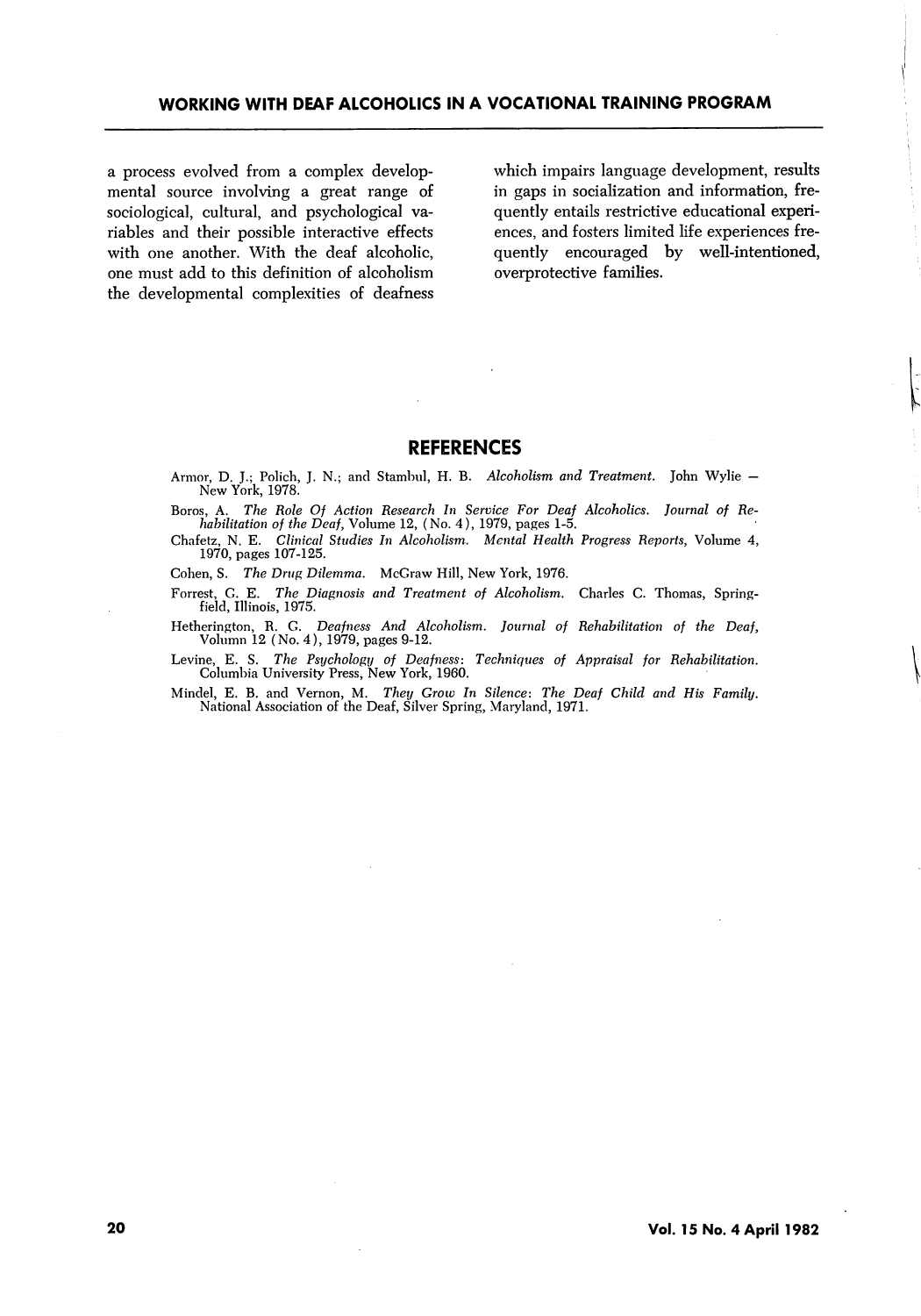a process evolved from a complex developmental source involving a great range of sociological, cultural, and psychological variables and their possible interactive effects with one another. With the deaf alcoholic, one must add to this definition of alcoholism the developmental complexities of deafness which impairs language development, results in gaps in socialization and information, frequently entails restrictive educational experiences, and fosters limited life experiences frequently encouraged by well-intentioned, overprotective families.

## REFERENCES

Armor, D. J.; Polich, J. N.; and Stambul, H. B. *Alcoholism and Treatment.* John Wylie — New York, 1978.

Boros, A. *The Role Of Action Research In Service For Deaf Alcoholics. Journal of Rehabilitation of the Deaf,* Volume 12, (No. 4), 1979, pages 1-5.

Chafetz, N. E. *Clinical Studies In Alcoholism. Mental Health Progress Reports,* Volume 4, 1970, pages 107-125.

Cohen, S. *The Drug Dilemma.* McGraw Hill, New York, 1976.

Forrest, G. E. *The Diagnosis and Treatment of Alcoholism.* Charles C. Thomas, Springfield, Illinois, 1975.

Hetherington, R. G. *Deafness And Alcoholism. Journal of Rehabilitation of the Deaf,* Volumn 12 (No. 4), 1979, pages 9-12.

Levine, E. S. *The Psychology of Deafness: Techniques of Appraisal for Rehabilitation.* Columbia University Press, New York, 1960.

Mindel, E. B. and Vernon, M. *They Grow In Silence: The Deaf Child and His Family.* National Association of the Deaf, Silver Spring, Maryland, 1971.